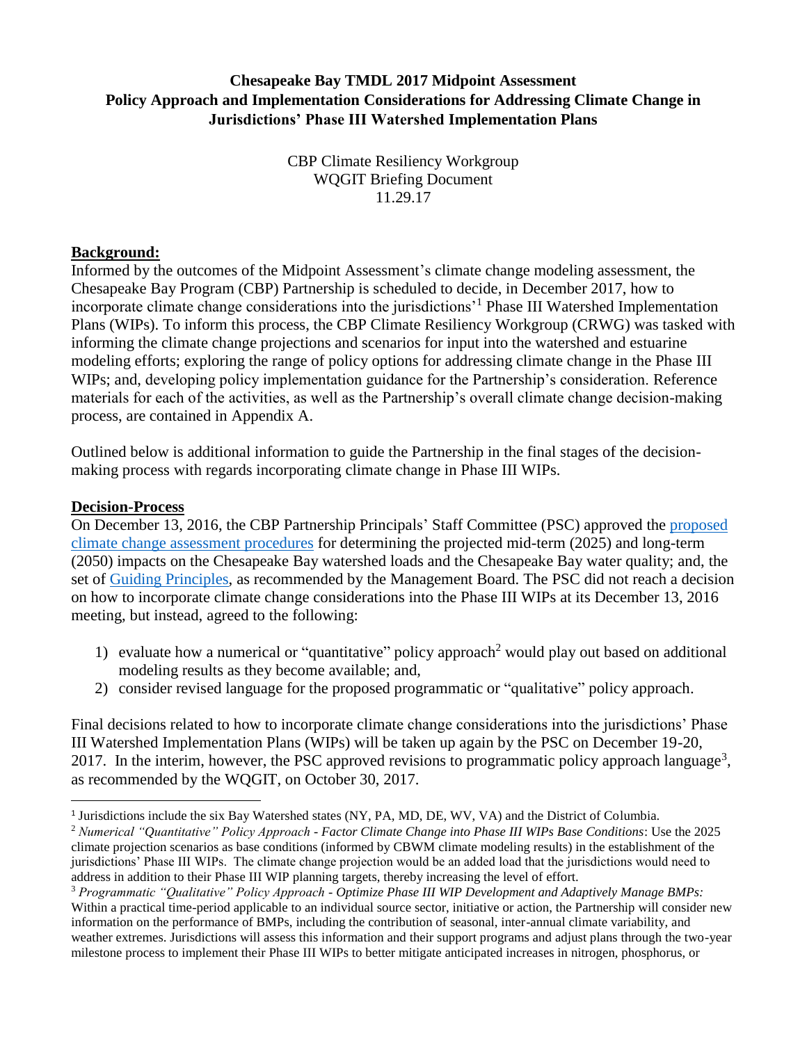**Chesapeake Bay TMDL 2017 Midpoint Assessment**
**Policy Approach and Implementation Considerations for Addressing Climate Change in Jurisdictions' Phase III Watershed Implementation Plans**

CBP Climate Resiliency Workgroup
WQGIT Briefing Document
11.29.17

## Background:

Informed by the outcomes of the Midpoint Assessment's climate change modeling assessment, the Chesapeake Bay Program (CBP) Partnership is scheduled to decide, in December 2017, how to incorporate climate change considerations into the jurisdictions'[1] Phase III Watershed Implementation Plans (WIPs). To inform this process, the CBP Climate Resiliency Workgroup (CRWG) was tasked with informing the climate change projections and scenarios for input into the watershed and estuarine modeling efforts; exploring the range of policy options for addressing climate change in the Phase III WIPs; and, developing policy implementation guidance for the Partnership's consideration. Reference materials for each of the activities, as well as the Partnership's overall climate change decision-making process, are contained in Appendix A.

Outlined below is additional information to guide the Partnership in the final stages of the decision-making process with regards incorporating climate change in Phase III WIPs.

## Decision-Process

On December 13, 2016, the CBP Partnership Principals' Staff Committee (PSC) approved the proposed climate change assessment procedures for determining the projected mid-term (2025) and long-term (2050) impacts on the Chesapeake Bay watershed loads and the Chesapeake Bay water quality; and, the set of Guiding Principles, as recommended by the Management Board. The PSC did not reach a decision on how to incorporate climate change considerations into the Phase III WIPs at its December 13, 2016 meeting, but instead, agreed to the following:

1) evaluate how a numerical or "quantitative" policy approach[2] would play out based on additional modeling results as they become available; and,
2) consider revised language for the proposed programmatic or "qualitative" policy approach.

Final decisions related to how to incorporate climate change considerations into the jurisdictions' Phase III Watershed Implementation Plans (WIPs) will be taken up again by the PSC on December 19-20, 2017. In the interim, however, the PSC approved revisions to programmatic policy approach language[3], as recommended by the WQGIT, on October 30, 2017.

---

[1] Jurisdictions include the six Bay Watershed states (NY, PA, MD, DE, WV, VA) and the District of Columbia.

[2] *Numerical "Quantitative" Policy Approach - Factor Climate Change into Phase III WIPs Base Conditions*: Use the 2025 climate projection scenarios as base conditions (informed by CBWM climate modeling results) in the establishment of the jurisdictions' Phase III WIPs. The climate change projection would be an added load that the jurisdictions would need to address in addition to their Phase III WIP planning targets, thereby increasing the level of effort.

[3] *Programmatic "Qualitative" Policy Approach - Optimize Phase III WIP Development and Adaptively Manage BMPs:* Within a practical time-period applicable to an individual source sector, initiative or action, the Partnership will consider new information on the performance of BMPs, including the contribution of seasonal, inter-annual climate variability, and weather extremes. Jurisdictions will assess this information and their support programs and adjust plans through the two-year milestone process to implement their Phase III WIPs to better mitigate anticipated increases in nitrogen, phosphorus, or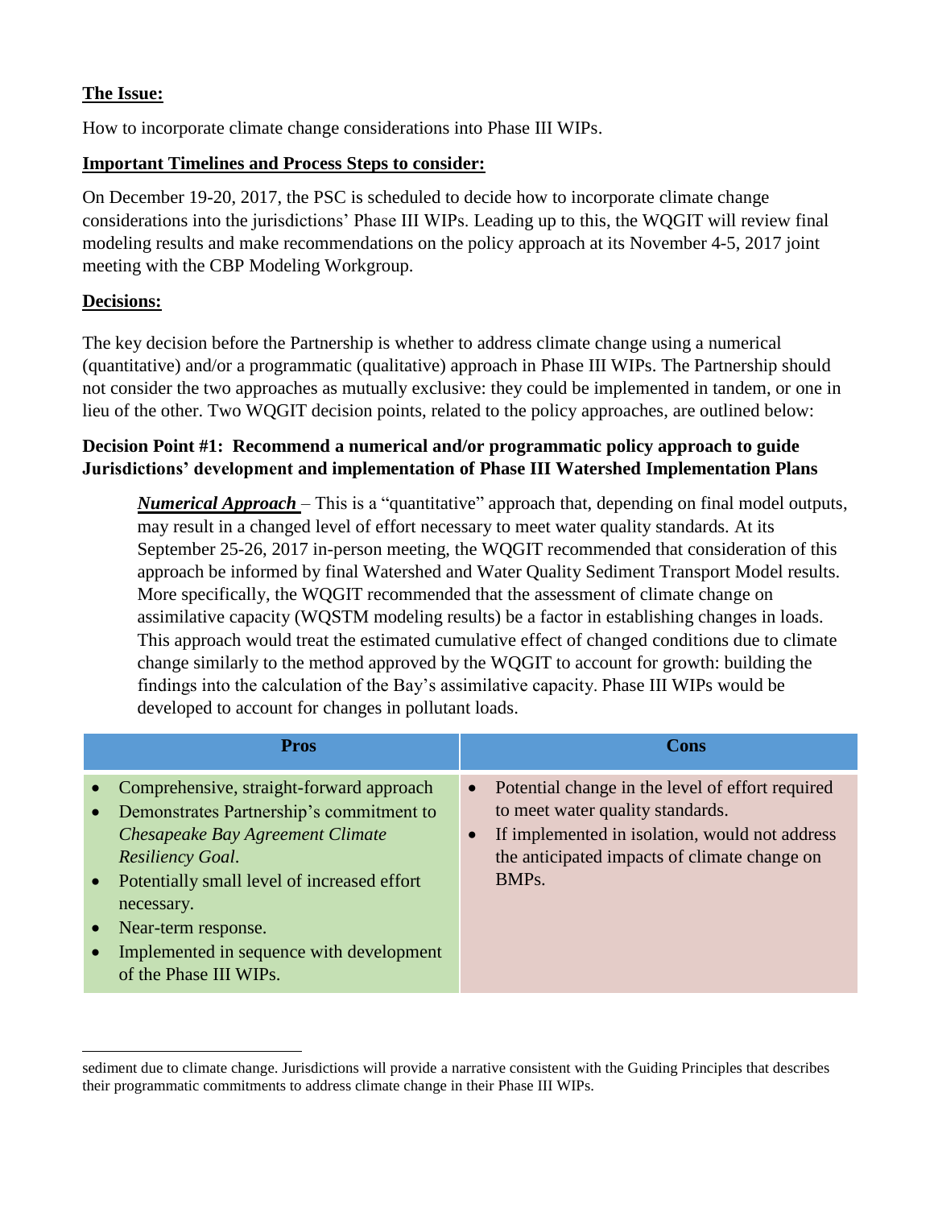**The Issue:**

How to incorporate climate change considerations into Phase III WIPs.

**Important Timelines and Process Steps to consider:**

On December 19-20, 2017, the PSC is scheduled to decide how to incorporate climate change considerations into the jurisdictions' Phase III WIPs. Leading up to this, the WQGIT will review final modeling results and make recommendations on the policy approach at its November 4-5, 2017 joint meeting with the CBP Modeling Workgroup.

**Decisions:**

The key decision before the Partnership is whether to address climate change using a numerical (quantitative) and/or a programmatic (qualitative) approach in Phase III WIPs. The Partnership should not consider the two approaches as mutually exclusive: they could be implemented in tandem, or one in lieu of the other. Two WQGIT decision points, related to the policy approaches, are outlined below:

**Decision Point #1: Recommend a numerical and/or programmatic policy approach to guide Jurisdictions' development and implementation of Phase III Watershed Implementation Plans**

***Numerical Approach*** – This is a "quantitative" approach that, depending on final model outputs, may result in a changed level of effort necessary to meet water quality standards. At its September 25-26, 2017 in-person meeting, the WQGIT recommended that consideration of this approach be informed by final Watershed and Water Quality Sediment Transport Model results. More specifically, the WQGIT recommended that the assessment of climate change on assimilative capacity (WQSTM modeling results) be a factor in establishing changes in loads. This approach would treat the estimated cumulative effect of changed conditions due to climate change similarly to the method approved by the WQGIT to account for growth: building the findings into the calculation of the Bay's assimilative capacity. Phase III WIPs would be developed to account for changes in pollutant loads.

| Pros | Cons |
|---|---|
| • Comprehensive, straight-forward approach<br>• Demonstrates Partnership's commitment to *Chesapeake Bay Agreement Climate Resiliency Goal.*<br>• Potentially small level of increased effort necessary.<br>• Near-term response.<br>• Implemented in sequence with development of the Phase III WIPs. | • Potential change in the level of effort required to meet water quality standards.<br>• If implemented in isolation, would not address the anticipated impacts of climate change on BMPs. |

sediment due to climate change. Jurisdictions will provide a narrative consistent with the Guiding Principles that describes their programmatic commitments to address climate change in their Phase III WIPs.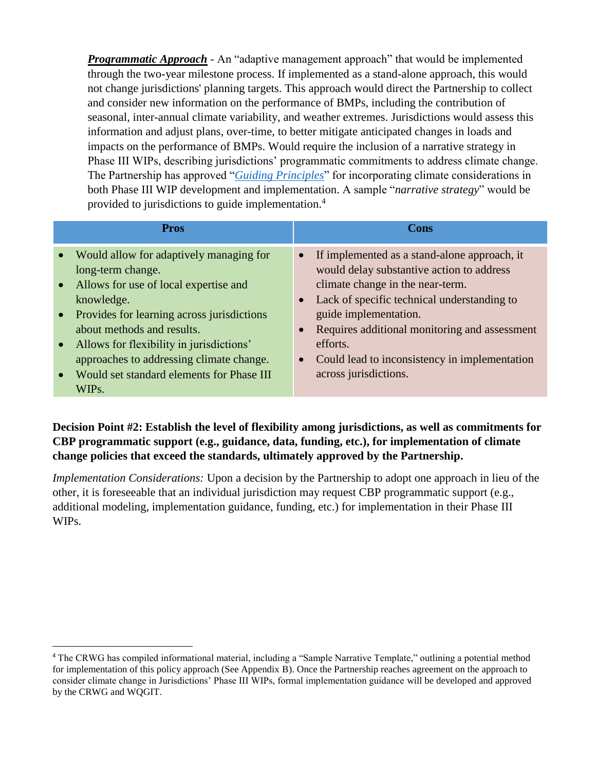***Programmatic Approach*** - An "adaptive management approach" that would be implemented through the two-year milestone process. If implemented as a stand-alone approach, this would not change jurisdictions' planning targets. This approach would direct the Partnership to collect and consider new information on the performance of BMPs, including the contribution of seasonal, inter-annual climate variability, and weather extremes. Jurisdictions would assess this information and adjust plans, over-time, to better mitigate anticipated changes in loads and impacts on the performance of BMPs. Would require the inclusion of a narrative strategy in Phase III WIPs, describing jurisdictions' programmatic commitments to address climate change. The Partnership has approved "*Guiding Principles*" for incorporating climate considerations in both Phase III WIP development and implementation. A sample "*narrative strategy*" would be provided to jurisdictions to guide implementation.[4]

| Pros | Cons |
| --- | --- |
| • Would allow for adaptively managing for long-term change.<br>• Allows for use of local expertise and knowledge.<br>• Provides for learning across jurisdictions about methods and results.<br>• Allows for flexibility in jurisdictions' approaches to addressing climate change.<br>• Would set standard elements for Phase III WIPs. | • If implemented as a stand-alone approach, it would delay substantive action to address climate change in the near-term.<br>• Lack of specific technical understanding to guide implementation.<br>• Requires additional monitoring and assessment efforts.<br>• Could lead to inconsistency in implementation across jurisdictions. |

**Decision Point #2: Establish the level of flexibility among jurisdictions, as well as commitments for CBP programmatic support (e.g., guidance, data, funding, etc.), for implementation of climate change policies that exceed the standards, ultimately approved by the Partnership.**

*Implementation Considerations:* Upon a decision by the Partnership to adopt one approach in lieu of the other, it is foreseeable that an individual jurisdiction may request CBP programmatic support (e.g., additional modeling, implementation guidance, funding, etc.) for implementation in their Phase III WIPs.

[4] The CRWG has compiled informational material, including a "Sample Narrative Template," outlining a potential method for implementation of this policy approach (See Appendix B). Once the Partnership reaches agreement on the approach to consider climate change in Jurisdictions' Phase III WIPs, formal implementation guidance will be developed and approved by the CRWG and WQGIT.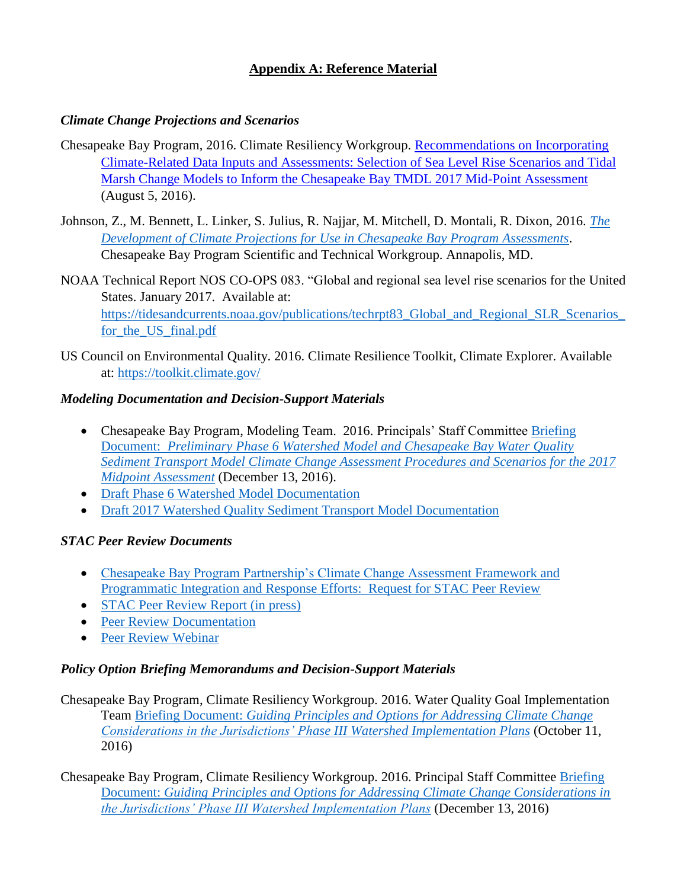## Appendix A: Reference Material

### *Climate Change Projections and Scenarios*

Chesapeake Bay Program, 2016. Climate Resiliency Workgroup. Recommendations on Incorporating Climate-Related Data Inputs and Assessments: Selection of Sea Level Rise Scenarios and Tidal Marsh Change Models to Inform the Chesapeake Bay TMDL 2017 Mid-Point Assessment (August 5, 2016).

Johnson, Z., M. Bennett, L. Linker, S. Julius, R. Najjar, M. Mitchell, D. Montali, R. Dixon, 2016. *The Development of Climate Projections for Use in Chesapeake Bay Program Assessments*. Chesapeake Bay Program Scientific and Technical Workgroup. Annapolis, MD.

NOAA Technical Report NOS CO-OPS 083. "Global and regional sea level rise scenarios for the United States. January 2017. Available at: https://tidesandcurrents.noaa.gov/publications/techrpt83_Global_and_Regional_SLR_Scenarios_for_the_US_final.pdf

US Council on Environmental Quality. 2016. Climate Resilience Toolkit, Climate Explorer. Available at: https://toolkit.climate.gov/

### *Modeling Documentation and Decision-Support Materials*

- Chesapeake Bay Program, Modeling Team. 2016. Principals' Staff Committee Briefing Document: *Preliminary Phase 6 Watershed Model and Chesapeake Bay Water Quality Sediment Transport Model Climate Change Assessment Procedures and Scenarios for the 2017 Midpoint Assessment* (December 13, 2016).
- Draft Phase 6 Watershed Model Documentation
- Draft 2017 Watershed Quality Sediment Transport Model Documentation

### *STAC Peer Review Documents*

- Chesapeake Bay Program Partnership's Climate Change Assessment Framework and Programmatic Integration and Response Efforts: Request for STAC Peer Review
- STAC Peer Review Report (in press)
- Peer Review Documentation
- Peer Review Webinar

### *Policy Option Briefing Memorandums and Decision-Support Materials*

Chesapeake Bay Program, Climate Resiliency Workgroup. 2016. Water Quality Goal Implementation Team Briefing Document: *Guiding Principles and Options for Addressing Climate Change Considerations in the Jurisdictions' Phase III Watershed Implementation Plans* (October 11, 2016)

Chesapeake Bay Program, Climate Resiliency Workgroup. 2016. Principal Staff Committee Briefing Document: *Guiding Principles and Options for Addressing Climate Change Considerations in the Jurisdictions' Phase III Watershed Implementation Plans* (December 13, 2016)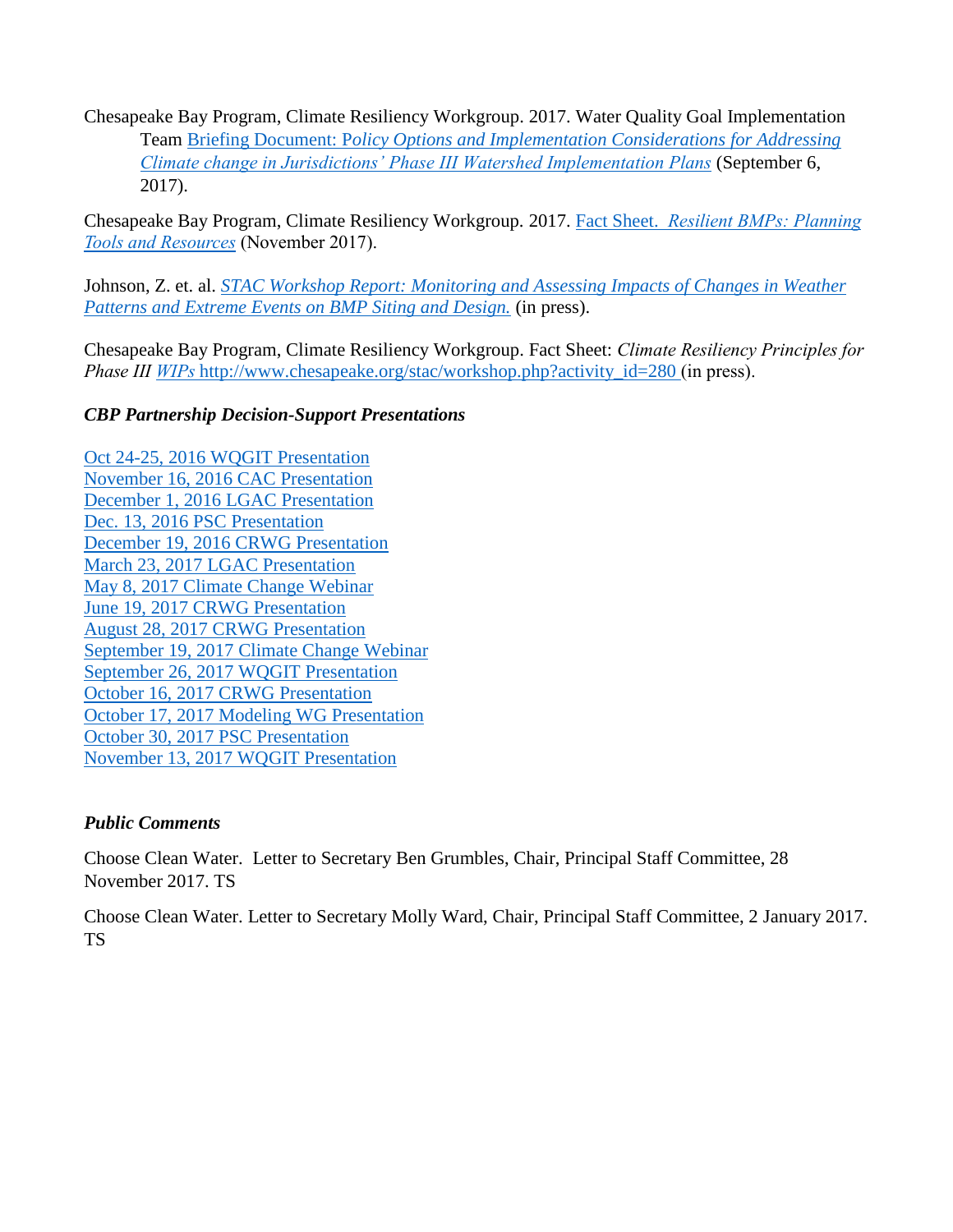Chesapeake Bay Program, Climate Resiliency Workgroup. 2017. Water Quality Goal Implementation Team Briefing Document: P*olicy Options and Implementation Considerations for Addressing Climate change in Jurisdictions' Phase III Watershed Implementation Plans* (September 6, 2017).

Chesapeake Bay Program, Climate Resiliency Workgroup. 2017. Fact Sheet. *Resilient BMPs: Planning Tools and Resources* (November 2017).

Johnson, Z. et. al. *STAC Workshop Report: Monitoring and Assessing Impacts of Changes in Weather Patterns and Extreme Events on BMP Siting and Design.* (in press).

Chesapeake Bay Program, Climate Resiliency Workgroup. Fact Sheet: *Climate Resiliency Principles for Phase III WIPs* http://www.chesapeake.org/stac/workshop.php?activity_id=280 (in press).

### *CBP Partnership Decision-Support Presentations*

Oct 24-25, 2016 WQGIT Presentation
November 16, 2016 CAC Presentation
December 1, 2016 LGAC Presentation
Dec. 13, 2016 PSC Presentation
December 19, 2016 CRWG Presentation
March 23, 2017 LGAC Presentation
May 8, 2017 Climate Change Webinar
June 19, 2017 CRWG Presentation
August 28, 2017 CRWG Presentation
September 19, 2017 Climate Change Webinar
September 26, 2017 WQGIT Presentation
October 16, 2017 CRWG Presentation
October 17, 2017 Modeling WG Presentation
October 30, 2017 PSC Presentation
November 13, 2017 WQGIT Presentation

### *Public Comments*

Choose Clean Water. Letter to Secretary Ben Grumbles, Chair, Principal Staff Committee, 28 November 2017. TS

Choose Clean Water. Letter to Secretary Molly Ward, Chair, Principal Staff Committee, 2 January 2017. TS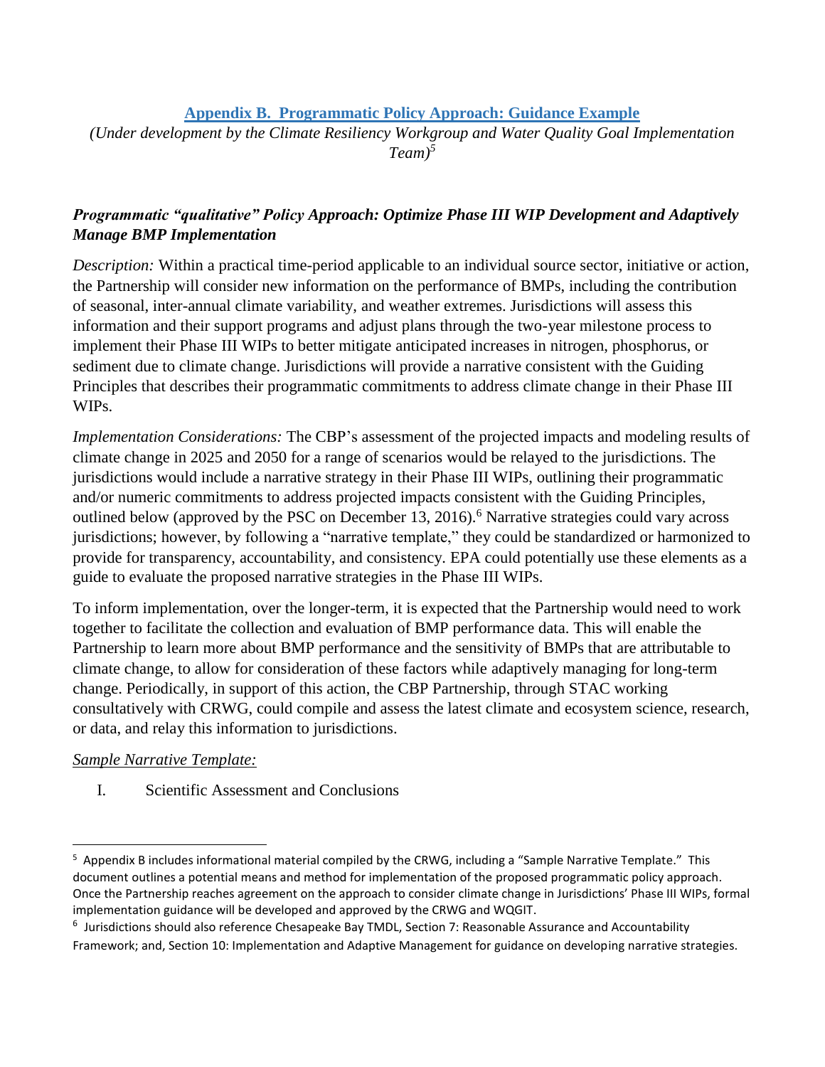## Appendix B. Programmatic Policy Approach: Guidance Example

*(Under development by the Climate Resiliency Workgroup and Water Quality Goal Implementation Team)*[5]

### *Programmatic "qualitative" Policy Approach: Optimize Phase III WIP Development and Adaptively Manage BMP Implementation*

*Description:* Within a practical time-period applicable to an individual source sector, initiative or action, the Partnership will consider new information on the performance of BMPs, including the contribution of seasonal, inter-annual climate variability, and weather extremes. Jurisdictions will assess this information and their support programs and adjust plans through the two-year milestone process to implement their Phase III WIPs to better mitigate anticipated increases in nitrogen, phosphorus, or sediment due to climate change. Jurisdictions will provide a narrative consistent with the Guiding Principles that describes their programmatic commitments to address climate change in their Phase III WIPs.

*Implementation Considerations:* The CBP's assessment of the projected impacts and modeling results of climate change in 2025 and 2050 for a range of scenarios would be relayed to the jurisdictions. The jurisdictions would include a narrative strategy in their Phase III WIPs, outlining their programmatic and/or numeric commitments to address projected impacts consistent with the Guiding Principles, outlined below (approved by the PSC on December 13, 2016).[6] Narrative strategies could vary across jurisdictions; however, by following a "narrative template," they could be standardized or harmonized to provide for transparency, accountability, and consistency. EPA could potentially use these elements as a guide to evaluate the proposed narrative strategies in the Phase III WIPs.

To inform implementation, over the longer-term, it is expected that the Partnership would need to work together to facilitate the collection and evaluation of BMP performance data. This will enable the Partnership to learn more about BMP performance and the sensitivity of BMPs that are attributable to climate change, to allow for consideration of these factors while adaptively managing for long-term change. Periodically, in support of this action, the CBP Partnership, through STAC working consultatively with CRWG, could compile and assess the latest climate and ecosystem science, research, or data, and relay this information to jurisdictions.

<u>*Sample Narrative Template:*</u>

I. Scientific Assessment and Conclusions

---

[5] Appendix B includes informational material compiled by the CRWG, including a "Sample Narrative Template." This document outlines a potential means and method for implementation of the proposed programmatic policy approach. Once the Partnership reaches agreement on the approach to consider climate change in Jurisdictions' Phase III WIPs, formal implementation guidance will be developed and approved by the CRWG and WQGIT.

[6] Jurisdictions should also reference Chesapeake Bay TMDL, Section 7: Reasonable Assurance and Accountability Framework; and, Section 10: Implementation and Adaptive Management for guidance on developing narrative strategies.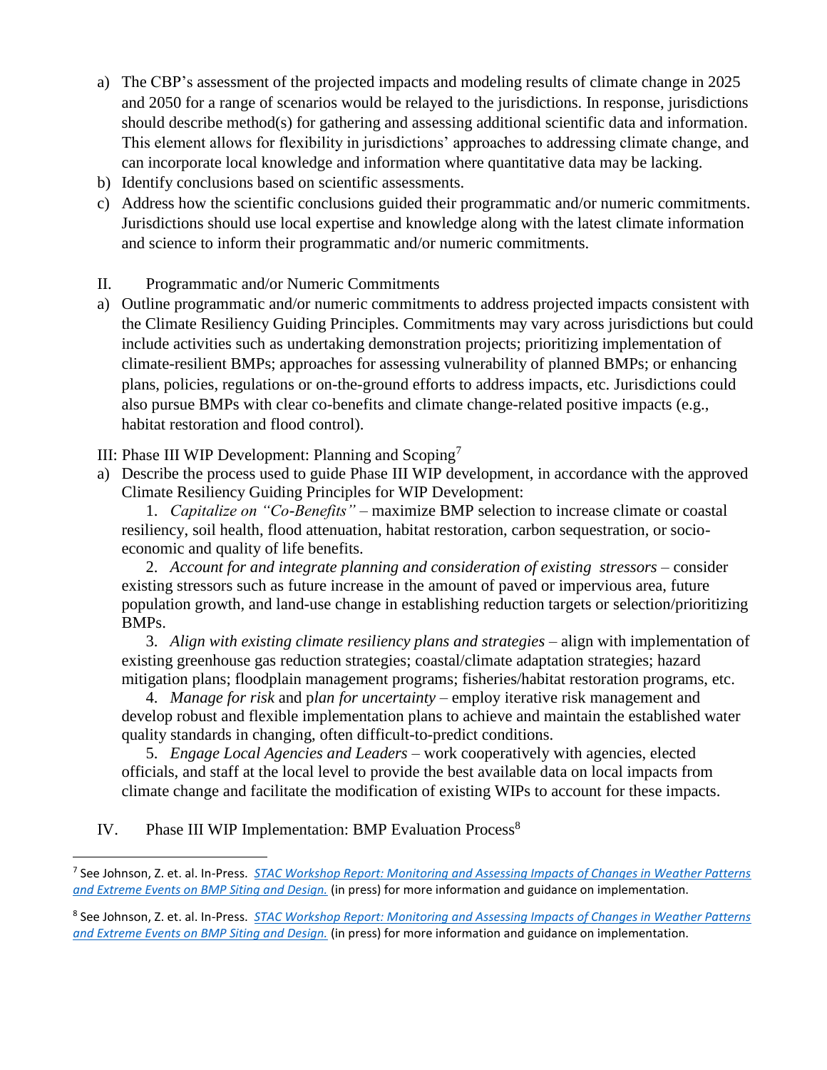a) The CBP's assessment of the projected impacts and modeling results of climate change in 2025 and 2050 for a range of scenarios would be relayed to the jurisdictions. In response, jurisdictions should describe method(s) for gathering and assessing additional scientific data and information. This element allows for flexibility in jurisdictions' approaches to addressing climate change, and can incorporate local knowledge and information where quantitative data may be lacking.
b) Identify conclusions based on scientific assessments.
c) Address how the scientific conclusions guided their programmatic and/or numeric commitments. Jurisdictions should use local expertise and knowledge along with the latest climate information and science to inform their programmatic and/or numeric commitments.

II. Programmatic and/or Numeric Commitments

a) Outline programmatic and/or numeric commitments to address projected impacts consistent with the Climate Resiliency Guiding Principles. Commitments may vary across jurisdictions but could include activities such as undertaking demonstration projects; prioritizing implementation of climate-resilient BMPs; approaches for assessing vulnerability of planned BMPs; or enhancing plans, policies, regulations or on-the-ground efforts to address impacts, etc. Jurisdictions could also pursue BMPs with clear co-benefits and climate change-related positive impacts (e.g., habitat restoration and flood control).

III: Phase III WIP Development: Planning and Scoping[7]

a) Describe the process used to guide Phase III WIP development, in accordance with the approved Climate Resiliency Guiding Principles for WIP Development:

1. *Capitalize on "Co-Benefits"* – maximize BMP selection to increase climate or coastal resiliency, soil health, flood attenuation, habitat restoration, carbon sequestration, or socio-economic and quality of life benefits.

2. *Account for and integrate planning and consideration of existing stressors* – consider existing stressors such as future increase in the amount of paved or impervious area, future population growth, and land-use change in establishing reduction targets or selection/prioritizing BMPs.

3. *Align with existing climate resiliency plans and strategies* – align with implementation of existing greenhouse gas reduction strategies; coastal/climate adaptation strategies; hazard mitigation plans; floodplain management programs; fisheries/habitat restoration programs, etc.

4. *Manage for risk* and p*lan for uncertainty* – employ iterative risk management and develop robust and flexible implementation plans to achieve and maintain the established water quality standards in changing, often difficult-to-predict conditions.

5. *Engage Local Agencies and Leaders* – work cooperatively with agencies, elected officials, and staff at the local level to provide the best available data on local impacts from climate change and facilitate the modification of existing WIPs to account for these impacts.

IV. Phase III WIP Implementation: BMP Evaluation Process[8]

---

[7] See Johnson, Z. et. al. In-Press. *STAC Workshop Report: Monitoring and Assessing Impacts of Changes in Weather Patterns and Extreme Events on BMP Siting and Design.* (in press) for more information and guidance on implementation.

[8] See Johnson, Z. et. al. In-Press. *STAC Workshop Report: Monitoring and Assessing Impacts of Changes in Weather Patterns and Extreme Events on BMP Siting and Design.* (in press) for more information and guidance on implementation.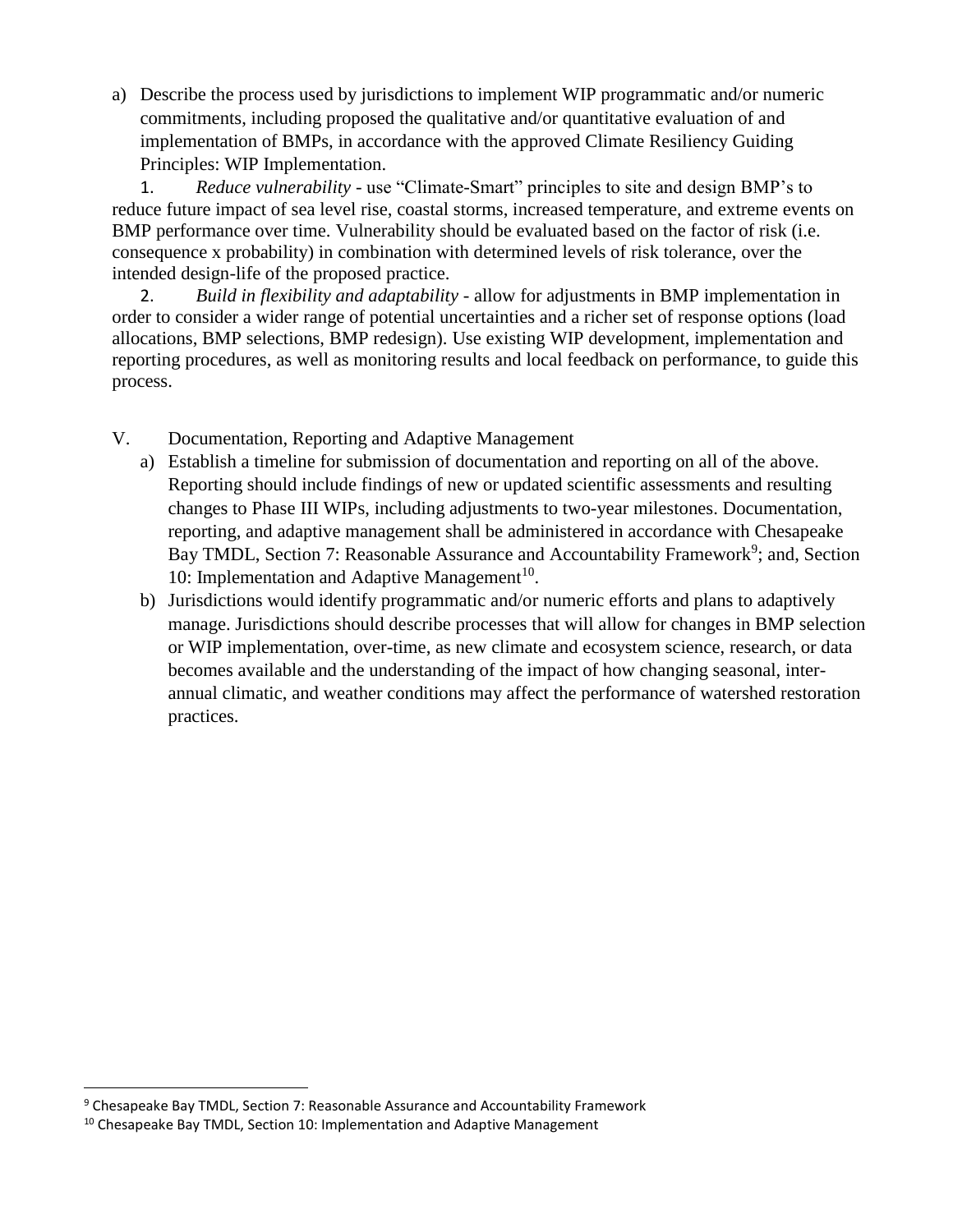a) Describe the process used by jurisdictions to implement WIP programmatic and/or numeric commitments, including proposed the qualitative and/or quantitative evaluation of and implementation of BMPs, in accordance with the approved Climate Resiliency Guiding Principles: WIP Implementation.

1. *Reduce vulnerability* - use "Climate-Smart" principles to site and design BMP's to reduce future impact of sea level rise, coastal storms, increased temperature, and extreme events on BMP performance over time. Vulnerability should be evaluated based on the factor of risk (i.e. consequence x probability) in combination with determined levels of risk tolerance, over the intended design-life of the proposed practice.
2. *Build in flexibility and adaptability* - allow for adjustments in BMP implementation in order to consider a wider range of potential uncertainties and a richer set of response options (load allocations, BMP selections, BMP redesign). Use existing WIP development, implementation and reporting procedures, as well as monitoring results and local feedback on performance, to guide this process.

V. Documentation, Reporting and Adaptive Management

a) Establish a timeline for submission of documentation and reporting on all of the above. Reporting should include findings of new or updated scientific assessments and resulting changes to Phase III WIPs, including adjustments to two-year milestones. Documentation, reporting, and adaptive management shall be administered in accordance with Chesapeake Bay TMDL, Section 7: Reasonable Assurance and Accountability Framework[9]; and, Section 10: Implementation and Adaptive Management[10].

b) Jurisdictions would identify programmatic and/or numeric efforts and plans to adaptively manage. Jurisdictions should describe processes that will allow for changes in BMP selection or WIP implementation, over-time, as new climate and ecosystem science, research, or data becomes available and the understanding of the impact of how changing seasonal, inter-annual climatic, and weather conditions may affect the performance of watershed restoration practices.

[9] Chesapeake Bay TMDL, Section 7: Reasonable Assurance and Accountability Framework

[10] Chesapeake Bay TMDL, Section 10: Implementation and Adaptive Management